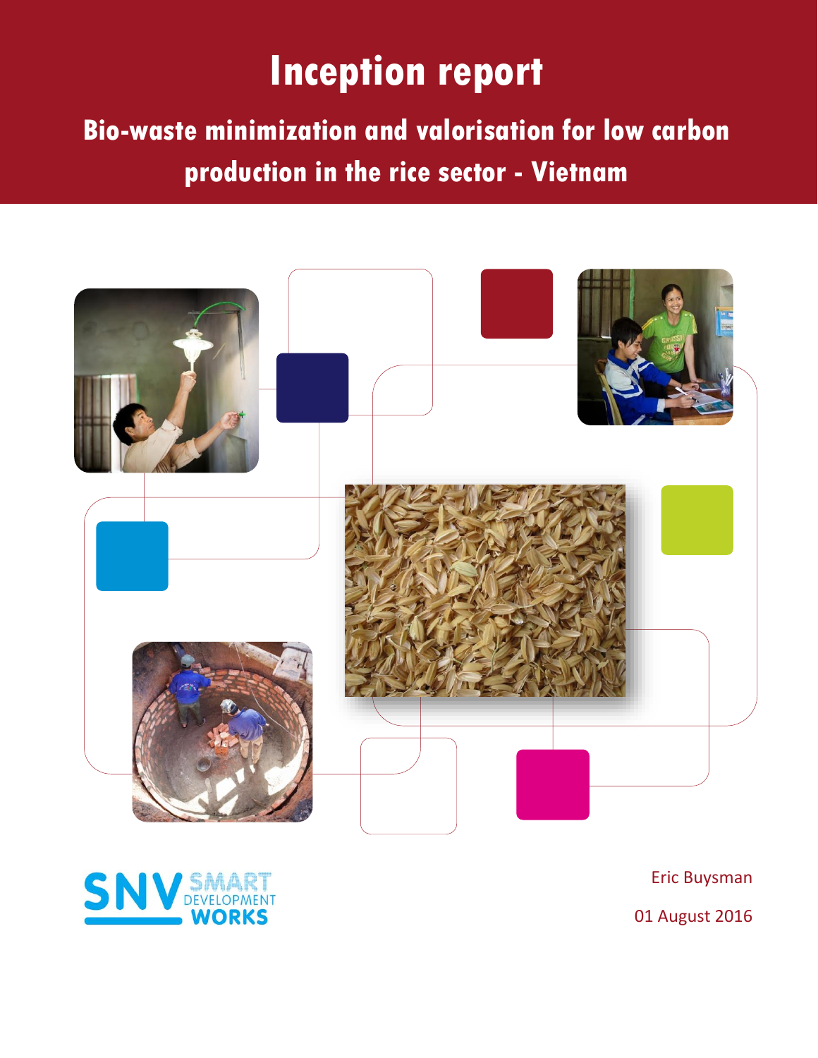# Inception report

## Bio-waste minimization and valorisation for low carbon production in the rice sector - Vietnam

SNV SMART DEVELOPMENT WORKS

Eric Buysman

01 August 2016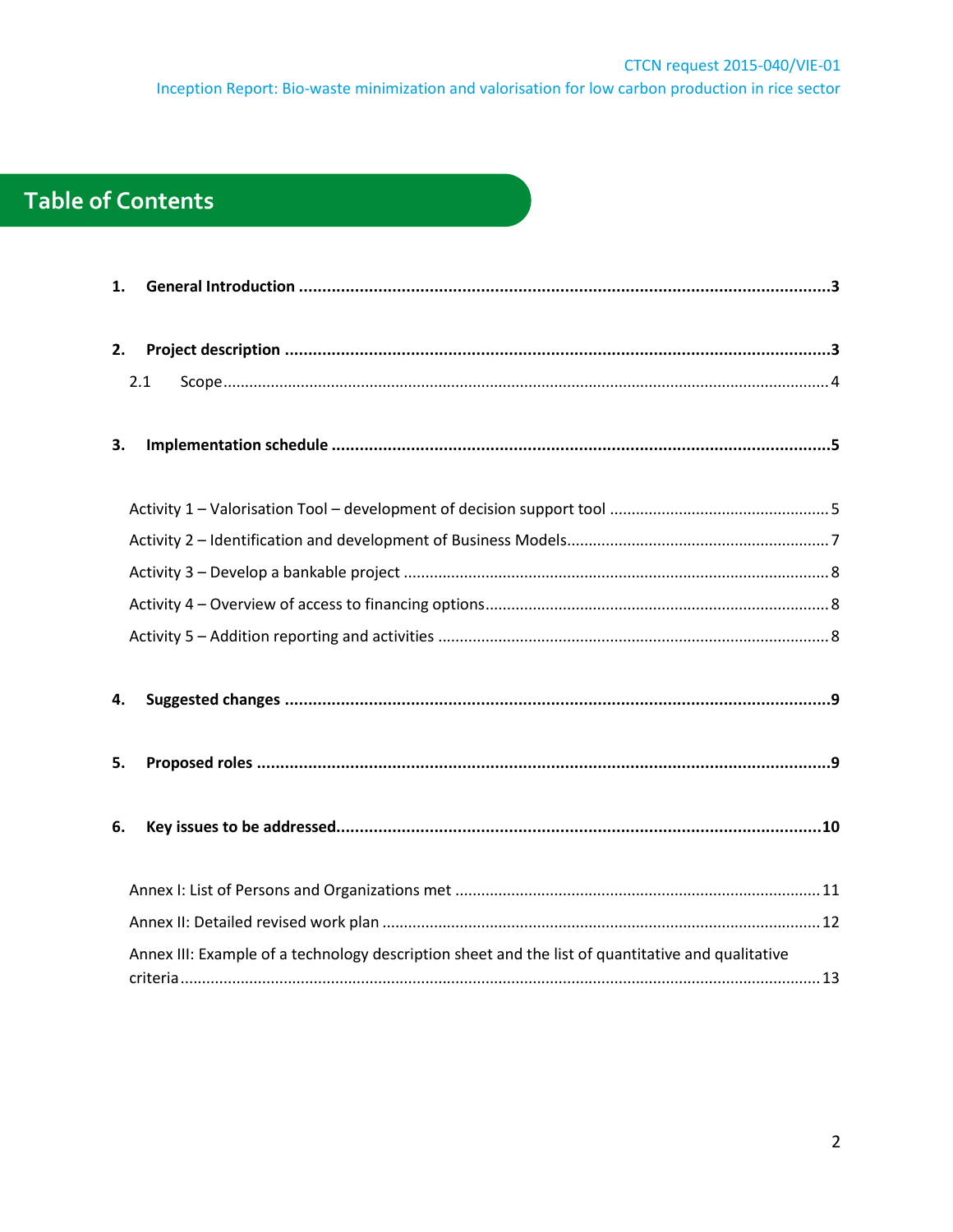# Table of Contents

**1. General Introduction** .......... **3**

**2. Project description** .......... **3**

2.1 Scope .......... 4

**3. Implementation schedule** .......... **5**

Activity 1 – Valorisation Tool – development of decision support tool .......... 5

Activity 2 – Identification and development of Business Models .......... 7

Activity 3 – Develop a bankable project .......... 8

Activity 4 – Overview of access to financing options .......... 8

Activity 5 – Addition reporting and activities .......... 8

**4. Suggested changes** .......... **9**

**5. Proposed roles** .......... **9**

**6. Key issues to be addressed** .......... **10**

Annex I: List of Persons and Organizations met .......... 11

Annex II: Detailed revised work plan .......... 12

Annex III: Example of a technology description sheet and the list of quantitative and qualitative criteria .......... 13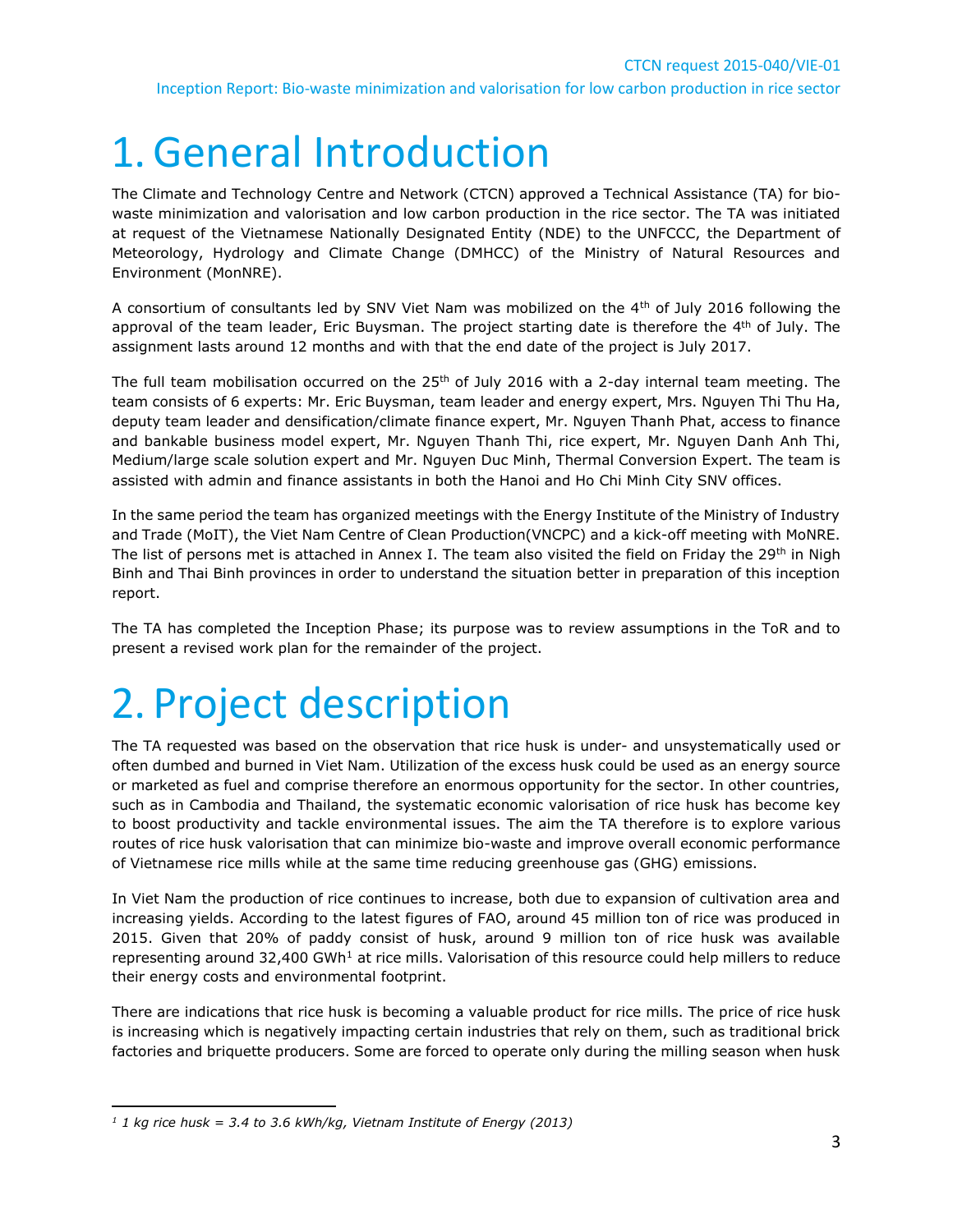# 1. General Introduction

The Climate and Technology Centre and Network (CTCN) approved a Technical Assistance (TA) for bio-waste minimization and valorisation and low carbon production in the rice sector. The TA was initiated at request of the Vietnamese Nationally Designated Entity (NDE) to the UNFCCC, the Department of Meteorology, Hydrology and Climate Change (DMHCC) of the Ministry of Natural Resources and Environment (MonNRE).

A consortium of consultants led by SNV Viet Nam was mobilized on the 4th of July 2016 following the approval of the team leader, Eric Buysman. The project starting date is therefore the 4th of July. The assignment lasts around 12 months and with that the end date of the project is July 2017.

The full team mobilisation occurred on the 25th of July 2016 with a 2-day internal team meeting. The team consists of 6 experts: Mr. Eric Buysman, team leader and energy expert, Mrs. Nguyen Thi Thu Ha, deputy team leader and densification/climate finance expert, Mr. Nguyen Thanh Phat, access to finance and bankable business model expert, Mr. Nguyen Thanh Thi, rice expert, Mr. Nguyen Danh Anh Thi, Medium/large scale solution expert and Mr. Nguyen Duc Minh, Thermal Conversion Expert. The team is assisted with admin and finance assistants in both the Hanoi and Ho Chi Minh City SNV offices.

In the same period the team has organized meetings with the Energy Institute of the Ministry of Industry and Trade (MoIT), the Viet Nam Centre of Clean Production(VNCPC) and a kick-off meeting with MoNRE. The list of persons met is attached in Annex I. The team also visited the field on Friday the 29th in Nigh Binh and Thai Binh provinces in order to understand the situation better in preparation of this inception report.

The TA has completed the Inception Phase; its purpose was to review assumptions in the ToR and to present a revised work plan for the remainder of the project.

# 2. Project description

The TA requested was based on the observation that rice husk is under- and unsystematically used or often dumbed and burned in Viet Nam. Utilization of the excess husk could be used as an energy source or marketed as fuel and comprise therefore an enormous opportunity for the sector. In other countries, such as in Cambodia and Thailand, the systematic economic valorisation of rice husk has become key to boost productivity and tackle environmental issues. The aim the TA therefore is to explore various routes of rice husk valorisation that can minimize bio-waste and improve overall economic performance of Vietnamese rice mills while at the same time reducing greenhouse gas (GHG) emissions.

In Viet Nam the production of rice continues to increase, both due to expansion of cultivation area and increasing yields. According to the latest figures of FAO, around 45 million ton of rice was produced in 2015. Given that 20% of paddy consist of husk, around 9 million ton of rice husk was available representing around 32,400 GWh[1] at rice mills. Valorisation of this resource could help millers to reduce their energy costs and environmental footprint.

There are indications that rice husk is becoming a valuable product for rice mills. The price of rice husk is increasing which is negatively impacting certain industries that rely on them, such as traditional brick factories and briquette producers. Some are forced to operate only during the milling season when husk

---

[1] *1 kg rice husk = 3.4 to 3.6 kWh/kg, Vietnam Institute of Energy (2013)*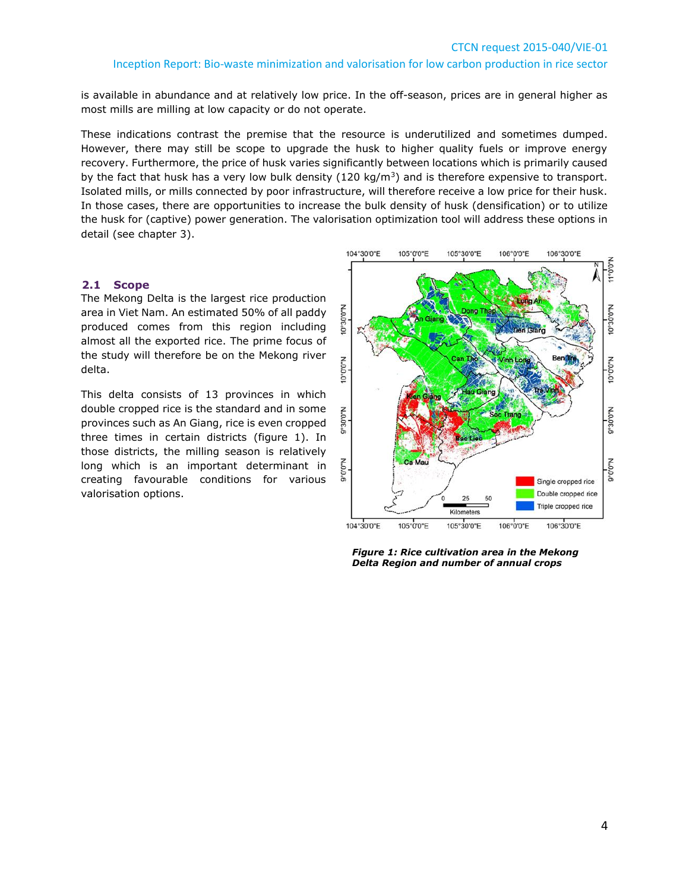is available in abundance and at relatively low price. In the off-season, prices are in general higher as most mills are milling at low capacity or do not operate.

These indications contrast the premise that the resource is underutilized and sometimes dumped. However, there may still be scope to upgrade the husk to higher quality fuels or improve energy recovery. Furthermore, the price of husk varies significantly between locations which is primarily caused by the fact that husk has a very low bulk density (120 kg/m$^3$) and is therefore expensive to transport. Isolated mills, or mills connected by poor infrastructure, will therefore receive a low price for their husk. In those cases, there are opportunities to increase the bulk density of husk (densification) or to utilize the husk for (captive) power generation. The valorisation optimization tool will address these options in detail (see chapter 3).

## 2.1 Scope

The Mekong Delta is the largest rice production area in Viet Nam. An estimated 50% of all paddy produced comes from this region including almost all the exported rice. The prime focus of the study will therefore be on the Mekong river delta.

This delta consists of 13 provinces in which double cropped rice is the standard and in some provinces such as An Giang, rice is even cropped three times in certain districts (figure 1). In those districts, the milling season is relatively long which is an important determinant in creating favourable conditions for various valorisation options.

***Figure 1: Rice cultivation area in the Mekong Delta Region and number of annual crops***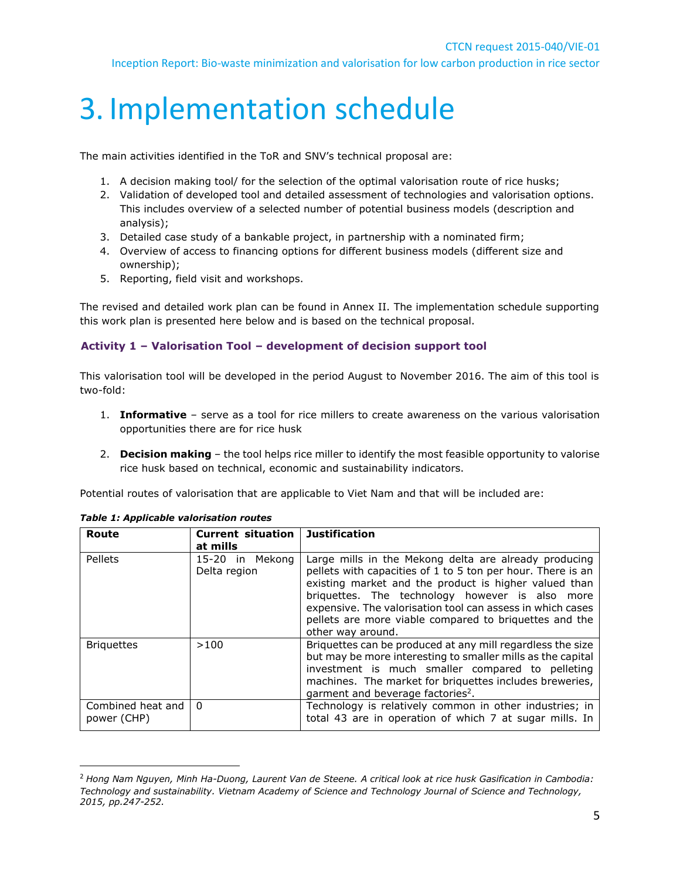# 3. Implementation schedule

The main activities identified in the ToR and SNV's technical proposal are:

1. A decision making tool/ for the selection of the optimal valorisation route of rice husks;
2. Validation of developed tool and detailed assessment of technologies and valorisation options. This includes overview of a selected number of potential business models (description and analysis);
3. Detailed case study of a bankable project, in partnership with a nominated firm;
4. Overview of access to financing options for different business models (different size and ownership);
5. Reporting, field visit and workshops.

The revised and detailed work plan can be found in Annex II. The implementation schedule supporting this work plan is presented here below and is based on the technical proposal.

### Activity 1 – Valorisation Tool – development of decision support tool

This valorisation tool will be developed in the period August to November 2016. The aim of this tool is two-fold:

1. **Informative** – serve as a tool for rice millers to create awareness on the various valorisation opportunities there are for rice husk

2. **Decision making** – the tool helps rice miller to identify the most feasible opportunity to valorise rice husk based on technical, economic and sustainability indicators.

Potential routes of valorisation that are applicable to Viet Nam and that will be included are:

***Table 1: Applicable valorisation routes***

| Route | Current situation at mills | Justification |
|---|---|---|
| Pellets | 15-20 in Mekong Delta region | Large mills in the Mekong delta are already producing pellets with capacities of 1 to 5 ton per hour. There is an existing market and the product is higher valued than briquettes. The technology however is also more expensive. The valorisation tool can assess in which cases pellets are more viable compared to briquettes and the other way around. |
| Briquettes | >100 | Briquettes can be produced at any mill regardless the size but may be more interesting to smaller mills as the capital investment is much smaller compared to pelleting machines. The market for briquettes includes breweries, garment and beverage factories[2]. |
| Combined heat and power (CHP) | 0 | Technology is relatively common in other industries; in total 43 are in operation of which 7 at sugar mills. In |

[2] *Hong Nam Nguyen, Minh Ha-Duong, Laurent Van de Steene. A critical look at rice husk Gasification in Cambodia: Technology and sustainability. Vietnam Academy of Science and Technology Journal of Science and Technology, 2015, pp.247-252.*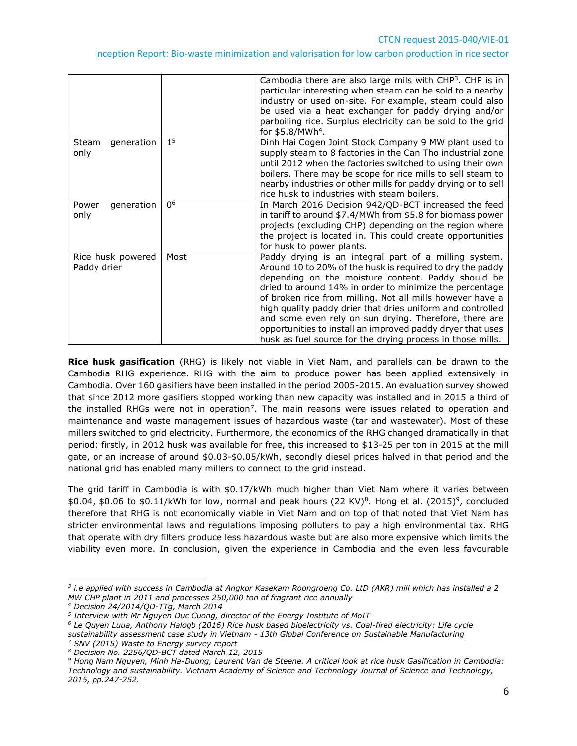| | | |
|---|---|---|
| | | Cambodia there are also large mils with CHP[3]. CHP is in particular interesting when steam can be sold to a nearby industry or used on-site. For example, steam could also be used via a heat exchanger for paddy drying and/or parboiling rice. Surplus electricity can be sold to the grid for $5.8/MWh[4]. |
| Steam generation only | 1[5] | Dinh Hai Cogen Joint Stock Company 9 MW plant used to supply steam to 8 factories in the Can Tho industrial zone until 2012 when the factories switched to using their own boilers. There may be scope for rice mills to sell steam to nearby industries or other mills for paddy drying or to sell rice husk to industries with steam boilers. |
| Power generation only | 0[6] | In March 2016 Decision 942/QD-BCT increased the feed in tariff to around $7.4/MWh from $5.8 for biomass power projects (excluding CHP) depending on the region where the project is located in. This could create opportunities for husk to power plants. |
| Rice husk powered Paddy drier | Most | Paddy drying is an integral part of a milling system. Around 10 to 20% of the husk is required to dry the paddy depending on the moisture content. Paddy should be dried to around 14% in order to minimize the percentage of broken rice from milling. Not all mills however have a high quality paddy drier that dries uniform and controlled and some even rely on sun drying. Therefore, there are opportunities to install an improved paddy dryer that uses husk as fuel source for the drying process in those mills. |

**Rice husk gasification** (RHG) is likely not viable in Viet Nam, and parallels can be drawn to the Cambodia RHG experience. RHG with the aim to produce power has been applied extensively in Cambodia. Over 160 gasifiers have been installed in the period 2005-2015. An evaluation survey showed that since 2012 more gasifiers stopped working than new capacity was installed and in 2015 a third of the installed RHGs were not in operation[7]. The main reasons were issues related to operation and maintenance and waste management issues of hazardous waste (tar and wastewater). Most of these millers switched to grid electricity. Furthermore, the economics of the RHG changed dramatically in that period; firstly, in 2012 husk was available for free, this increased to $13-25 per ton in 2015 at the mill gate, or an increase of around $0.03-$0.05/kWh, secondly diesel prices halved in that period and the national grid has enabled many millers to connect to the grid instead.

The grid tariff in Cambodia is with $0.17/kWh much higher than Viet Nam where it varies between $0.04, $0.06 to $0.11/kWh for low, normal and peak hours (22 KV)[8]. Hong et al. (2015)[9], concluded therefore that RHG is not economically viable in Viet Nam and on top of that noted that Viet Nam has stricter environmental laws and regulations imposing polluters to pay a high environmental tax. RHG that operate with dry filters produce less hazardous waste but are also more expensive which limits the viability even more. In conclusion, given the experience in Cambodia and the even less favourable

---

*[3] i.e applied with success in Cambodia at Angkor Kasekam Roongroeng Co. LtD (AKR) mill which has installed a 2 MW CHP plant in 2011 and processes 250,000 ton of fragrant rice annually*

*[4] Decision 24/2014/QD-TTg, March 2014*

*[5] Interview with Mr Nguyen Duc Cuong, director of the Energy Institute of MoIT*

*[6] Le Quyen Luua, Anthony Halogb (2016) Rice husk based bioelectricity vs. Coal-fired electricity: Life cycle sustainability assessment case study in Vietnam - 13th Global Conference on Sustainable Manufacturing*

*[7] SNV (2015) Waste to Energy survey report*

*[8] Decision No. 2256/QD-BCT dated March 12, 2015*

*[9] Hong Nam Nguyen, Minh Ha-Duong, Laurent Van de Steene. A critical look at rice husk Gasification in Cambodia: Technology and sustainability. Vietnam Academy of Science and Technology Journal of Science and Technology, 2015, pp.247-252.*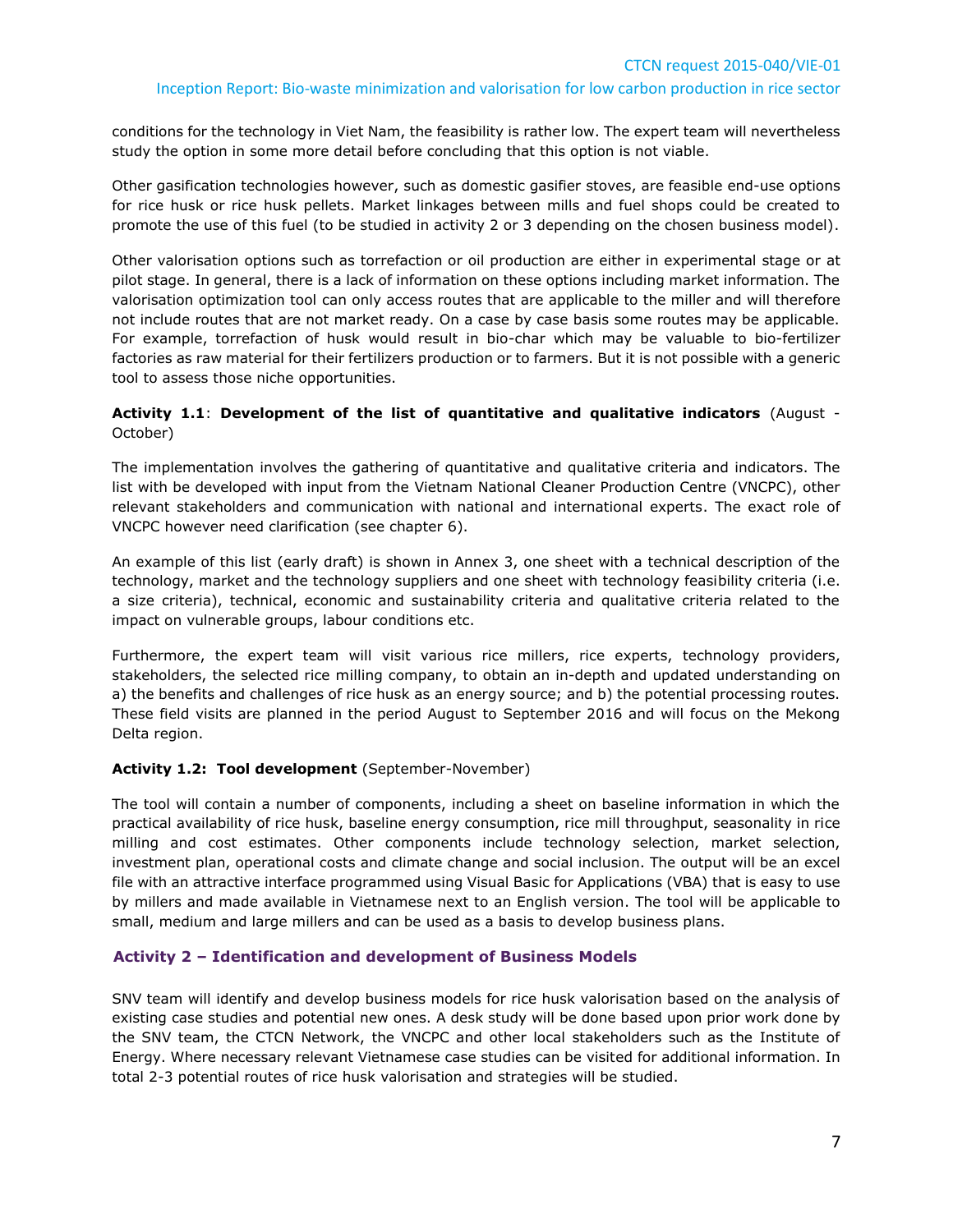conditions for the technology in Viet Nam, the feasibility is rather low. The expert team will nevertheless study the option in some more detail before concluding that this option is not viable.

Other gasification technologies however, such as domestic gasifier stoves, are feasible end-use options for rice husk or rice husk pellets. Market linkages between mills and fuel shops could be created to promote the use of this fuel (to be studied in activity 2 or 3 depending on the chosen business model).

Other valorisation options such as torrefaction or oil production are either in experimental stage or at pilot stage. In general, there is a lack of information on these options including market information. The valorisation optimization tool can only access routes that are applicable to the miller and will therefore not include routes that are not market ready. On a case by case basis some routes may be applicable. For example, torrefaction of husk would result in bio-char which may be valuable to bio-fertilizer factories as raw material for their fertilizers production or to farmers. But it is not possible with a generic tool to assess those niche opportunities.

**Activity 1.1**: **Development of the list of quantitative and qualitative indicators** (August - October)

The implementation involves the gathering of quantitative and qualitative criteria and indicators. The list with be developed with input from the Vietnam National Cleaner Production Centre (VNCPC), other relevant stakeholders and communication with national and international experts. The exact role of VNCPC however need clarification (see chapter 6).

An example of this list (early draft) is shown in Annex 3, one sheet with a technical description of the technology, market and the technology suppliers and one sheet with technology feasibility criteria (i.e. a size criteria), technical, economic and sustainability criteria and qualitative criteria related to the impact on vulnerable groups, labour conditions etc.

Furthermore, the expert team will visit various rice millers, rice experts, technology providers, stakeholders, the selected rice milling company, to obtain an in-depth and updated understanding on a) the benefits and challenges of rice husk as an energy source; and b) the potential processing routes. These field visits are planned in the period August to September 2016 and will focus on the Mekong Delta region.

**Activity 1.2: Tool development** (September-November)

The tool will contain a number of components, including a sheet on baseline information in which the practical availability of rice husk, baseline energy consumption, rice mill throughput, seasonality in rice milling and cost estimates. Other components include technology selection, market selection, investment plan, operational costs and climate change and social inclusion. The output will be an excel file with an attractive interface programmed using Visual Basic for Applications (VBA) that is easy to use by millers and made available in Vietnamese next to an English version. The tool will be applicable to small, medium and large millers and can be used as a basis to develop business plans.

### Activity 2 – Identification and development of Business Models

SNV team will identify and develop business models for rice husk valorisation based on the analysis of existing case studies and potential new ones. A desk study will be done based upon prior work done by the SNV team, the CTCN Network, the VNCPC and other local stakeholders such as the Institute of Energy. Where necessary relevant Vietnamese case studies can be visited for additional information. In total 2-3 potential routes of rice husk valorisation and strategies will be studied.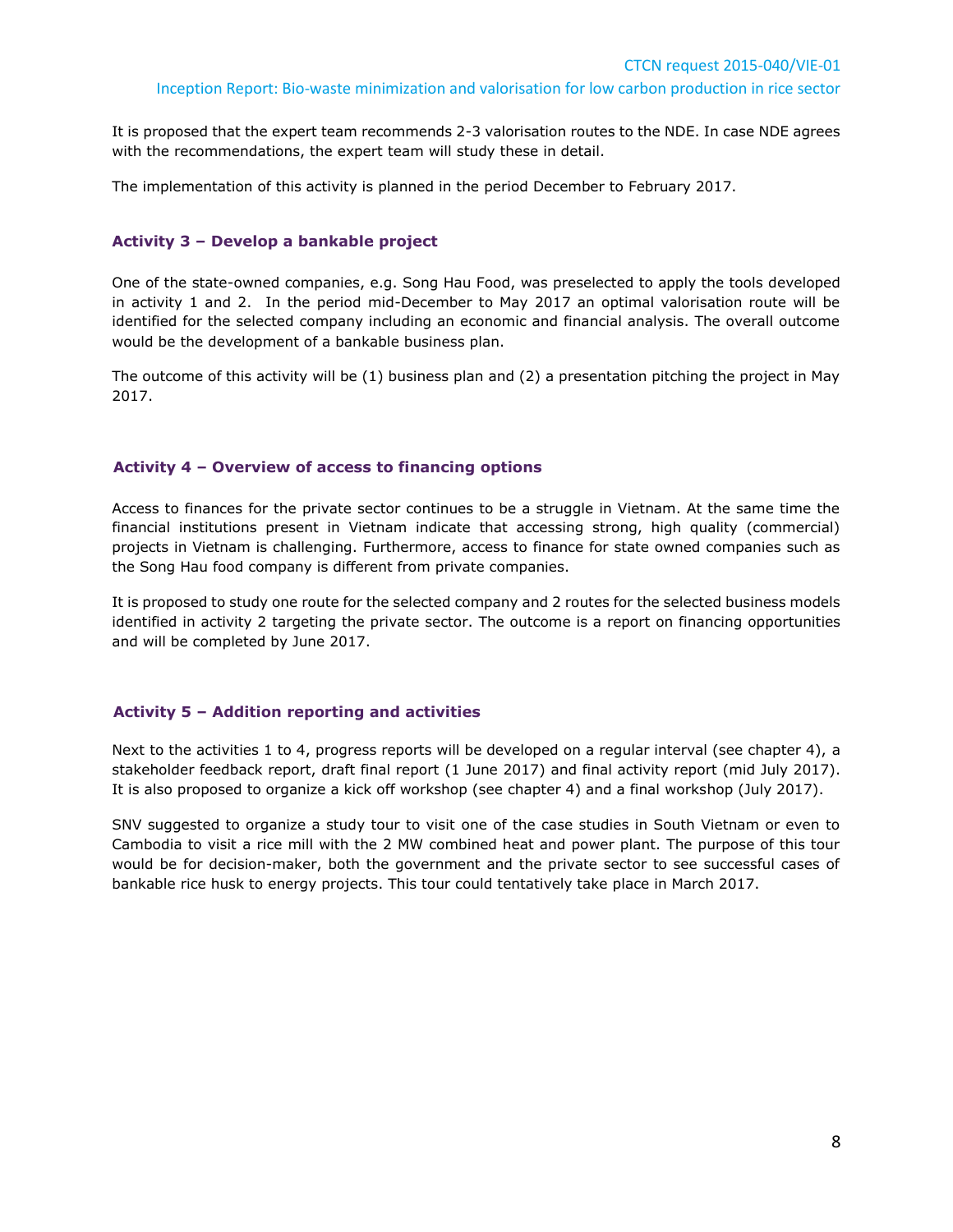It is proposed that the expert team recommends 2-3 valorisation routes to the NDE. In case NDE agrees with the recommendations, the expert team will study these in detail.

The implementation of this activity is planned in the period December to February 2017.

### Activity 3 – Develop a bankable project

One of the state-owned companies, e.g. Song Hau Food, was preselected to apply the tools developed in activity 1 and 2.  In the period mid-December to May 2017 an optimal valorisation route will be identified for the selected company including an economic and financial analysis. The overall outcome would be the development of a bankable business plan.

The outcome of this activity will be (1) business plan and (2) a presentation pitching the project in May 2017.

### Activity 4 – Overview of access to financing options

Access to finances for the private sector continues to be a struggle in Vietnam. At the same time the financial institutions present in Vietnam indicate that accessing strong, high quality (commercial) projects in Vietnam is challenging. Furthermore, access to finance for state owned companies such as the Song Hau food company is different from private companies.

It is proposed to study one route for the selected company and 2 routes for the selected business models identified in activity 2 targeting the private sector. The outcome is a report on financing opportunities and will be completed by June 2017.

### Activity 5 – Addition reporting and activities

Next to the activities 1 to 4, progress reports will be developed on a regular interval (see chapter 4), a stakeholder feedback report, draft final report (1 June 2017) and final activity report (mid July 2017). It is also proposed to organize a kick off workshop (see chapter 4) and a final workshop (July 2017).

SNV suggested to organize a study tour to visit one of the case studies in South Vietnam or even to Cambodia to visit a rice mill with the 2 MW combined heat and power plant. The purpose of this tour would be for decision-maker, both the government and the private sector to see successful cases of bankable rice husk to energy projects. This tour could tentatively take place in March 2017.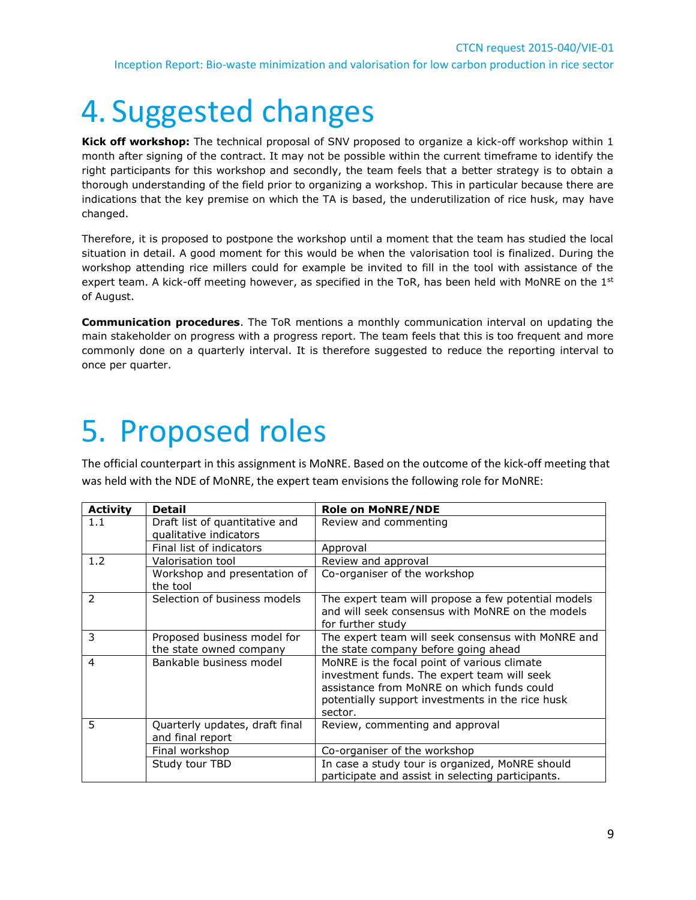# 4. Suggested changes

**Kick off workshop:** The technical proposal of SNV proposed to organize a kick-off workshop within 1 month after signing of the contract. It may not be possible within the current timeframe to identify the right participants for this workshop and secondly, the team feels that a better strategy is to obtain a thorough understanding of the field prior to organizing a workshop. This in particular because there are indications that the key premise on which the TA is based, the underutilization of rice husk, may have changed.

Therefore, it is proposed to postpone the workshop until a moment that the team has studied the local situation in detail. A good moment for this would be when the valorisation tool is finalized. During the workshop attending rice millers could for example be invited to fill in the tool with assistance of the expert team. A kick-off meeting however, as specified in the ToR, has been held with MoNRE on the 1st of August.

**Communication procedures**. The ToR mentions a monthly communication interval on updating the main stakeholder on progress with a progress report. The team feels that this is too frequent and more commonly done on a quarterly interval. It is therefore suggested to reduce the reporting interval to once per quarter.

# 5. Proposed roles

The official counterpart in this assignment is MoNRE. Based on the outcome of the kick-off meeting that was held with the NDE of MoNRE, the expert team envisions the following role for MoNRE:

| Activity | Detail | Role on MoNRE/NDE |
|---|---|---|
| 1.1 | Draft list of quantitative and qualitative indicators | Review and commenting |
| | Final list of indicators | Approval |
| 1.2 | Valorisation tool | Review and approval |
| | Workshop and presentation of the tool | Co-organiser of the workshop |
| 2 | Selection of business models | The expert team will propose a few potential models and will seek consensus with MoNRE on the models for further study |
| 3 | Proposed business model for the state owned company | The expert team will seek consensus with MoNRE and the state company before going ahead |
| 4 | Bankable business model | MoNRE is the focal point of various climate investment funds. The expert team will seek assistance from MoNRE on which funds could potentially support investments in the rice husk sector. |
| 5 | Quarterly updates, draft final and final report | Review, commenting and approval |
| | Final workshop | Co-organiser of the workshop |
| | Study tour TBD | In case a study tour is organized, MoNRE should participate and assist in selecting participants. |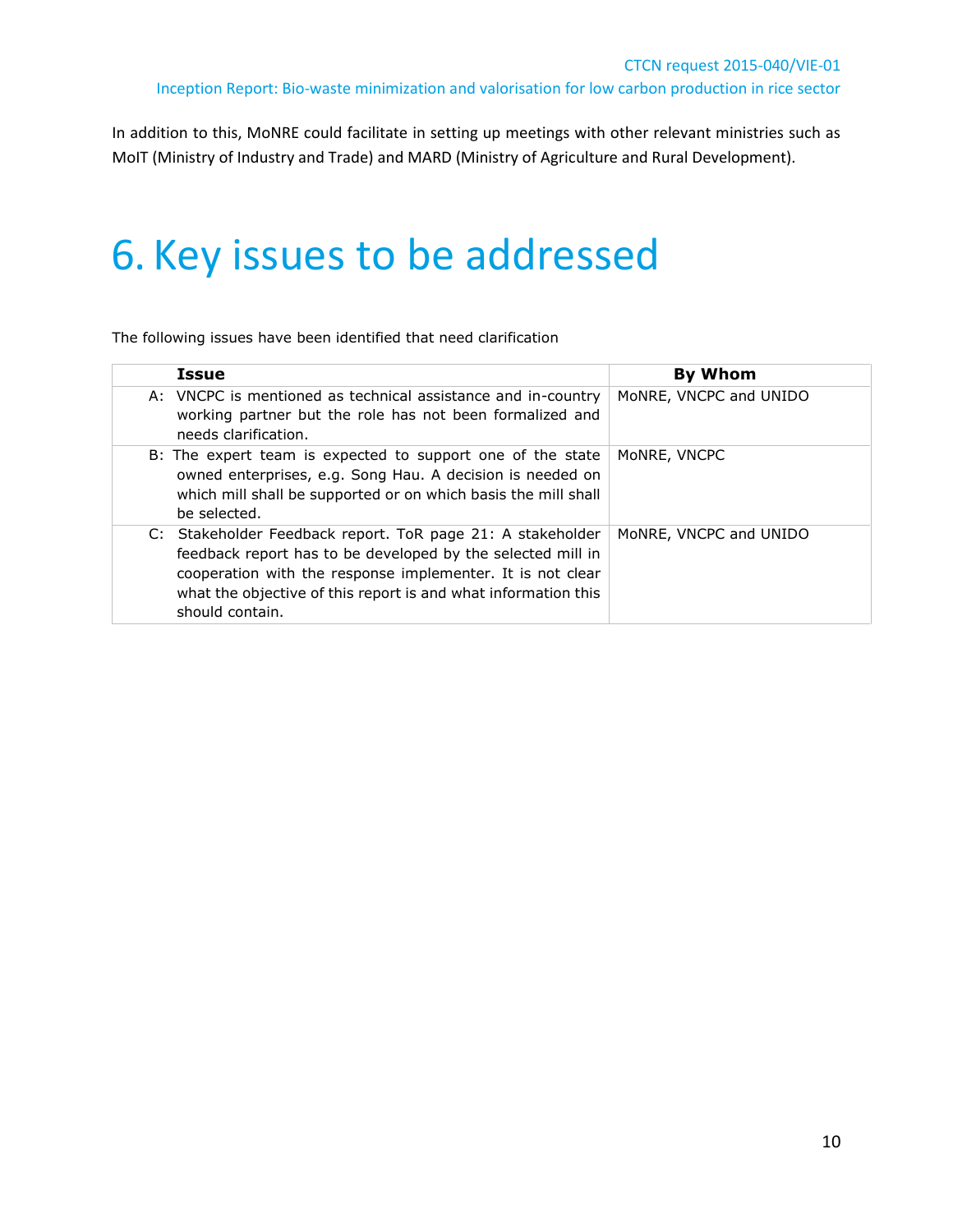In addition to this, MoNRE could facilitate in setting up meetings with other relevant ministries such as MoIT (Ministry of Industry and Trade) and MARD (Ministry of Agriculture and Rural Development).

# 6. Key issues to be addressed

The following issues have been identified that need clarification

| Issue | By Whom |
|---|---|
| A: VNCPC is mentioned as technical assistance and in-country working partner but the role has not been formalized and needs clarification. | MoNRE, VNCPC and UNIDO |
| B: The expert team is expected to support one of the state owned enterprises, e.g. Song Hau. A decision is needed on which mill shall be supported or on which basis the mill shall be selected. | MoNRE, VNCPC |
| C: Stakeholder Feedback report. ToR page 21: A stakeholder feedback report has to be developed by the selected mill in cooperation with the response implementer. It is not clear what the objective of this report is and what information this should contain. | MoNRE, VNCPC and UNIDO |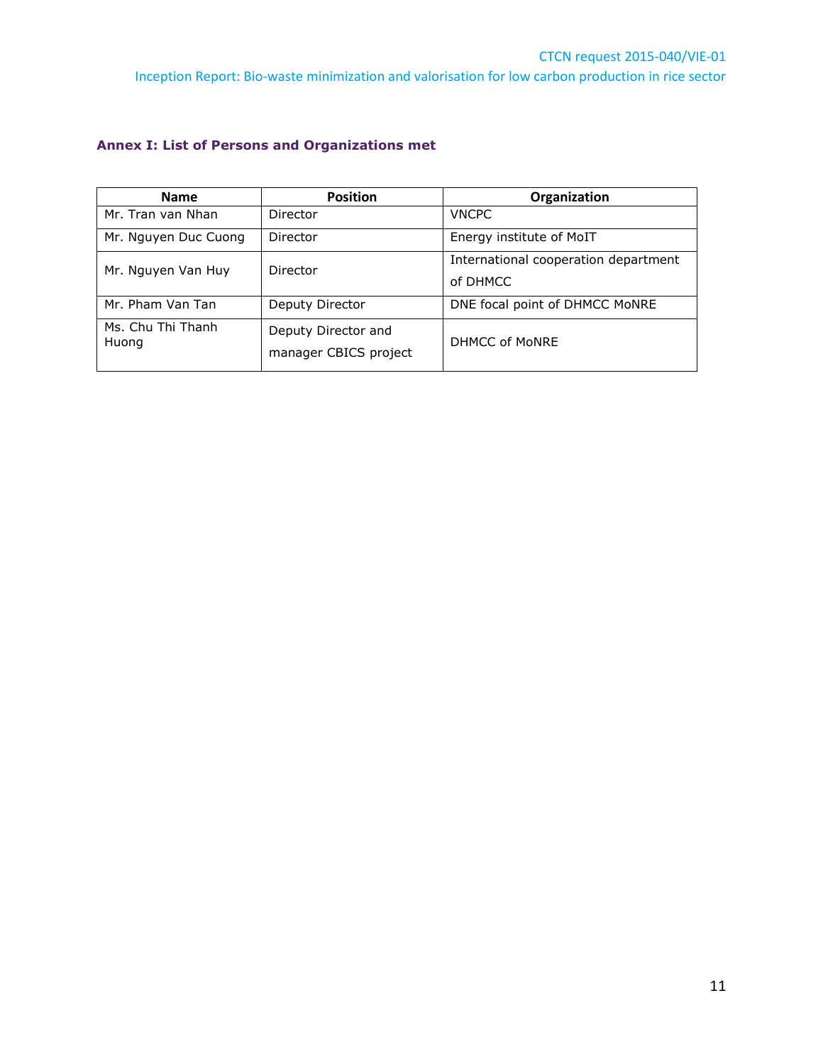### Annex I: List of Persons and Organizations met

| Name | Position | Organization |
|---|---|---|
| Mr. Tran van Nhan | Director | VNCPC |
| Mr. Nguyen Duc Cuong | Director | Energy institute of MoIT |
| Mr. Nguyen Van Huy | Director | International cooperation department of DHMCC |
| Mr. Pham Van Tan | Deputy Director | DNE focal point of DHMCC MoNRE |
| Ms. Chu Thi Thanh Huong | Deputy Director and manager CBICS project | DHMCC of MoNRE |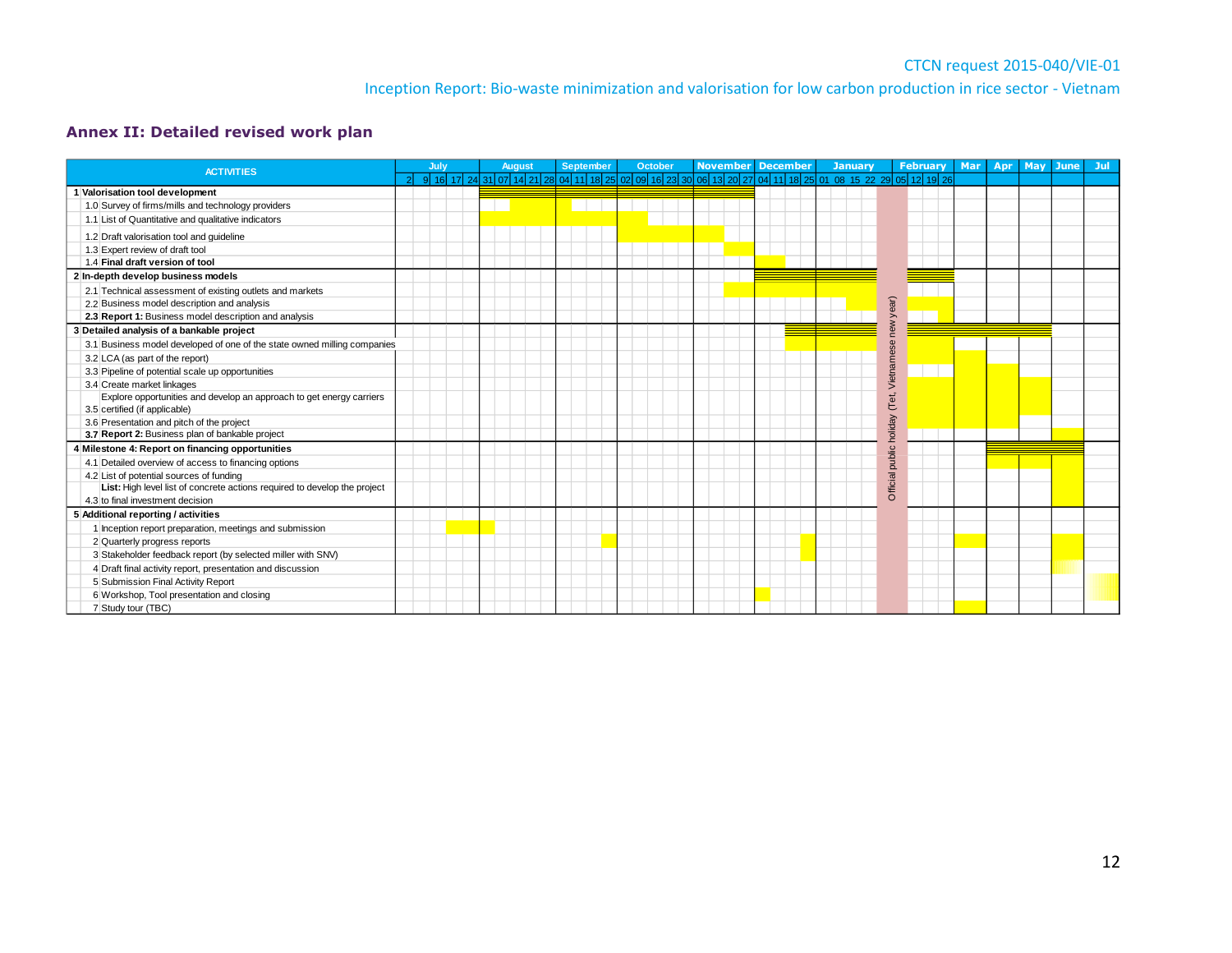## Annex II: Detailed revised work plan

| ACTIVITIES |
|---|
| **1 Valorisation tool development** |
| 1.0 Survey of firms/mills and technology providers |
| 1.1 List of Quantitative and qualitative indicators |
| 1.2 Draft valorisation tool and guideline |
| 1.3 Expert review of draft tool |
| 1.4 **Final draft version of tool** |
| **2 In-depth develop business models** |
| 2.1 Technical assessment of existing outlets and markets |
| 2.2 Business model description and analysis |
| **2.3 Report 1:** Business model description and analysis |
| **3 Detailed analysis of a bankable project** |
| 3.1 Business model developed of one of the state owned milling companies |
| 3.2 LCA (as part of the report) |
| 3.3 Pipeline of potential scale up opportunities |
| 3.4 Create market linkages |
| 3.5 Explore opportunities and develop an approach to get energy carriers certified (if applicable) |
| 3.6 Presentation and pitch of the project |
| **3.7 Report 2:** Business plan of bankable project |
| **4 Milestone 4: Report on financing opportunities** |
| 4.1 Detailed overview of access to financing options |
| 4.2 List of potential sources of funding |
| 4.3 **List:** High level list of concrete actions required to develop the project to final investment decision |
| **5 Additional reporting / activities** |
| 1 Inception report preparation, meetings and submission |
| 2 Quarterly progress reports |
| 3 Stakeholder feedback report (by selected miller with SNV) |
| 4 Draft final activity report, presentation and discussion |
| 5 Submission Final Activity Report |
| 6 Workshop, Tool presentation and closing |
| 7 Study tour (TBC) |

Timeline columns: July (2, 9, 16, 17, 24), August (31, 07, 14, 21, 28), September (04, 11, 18, 25), October (02, 09, 16, 23, 30), November (06, 13, 20, 27), December (04, 11, 18, 25), January (01, 08, 15, 22, 29), February (05, 12, 19, 26), Mar, Apr, May, June, Jul.

Official public holiday (Tet, Vietnamese new year)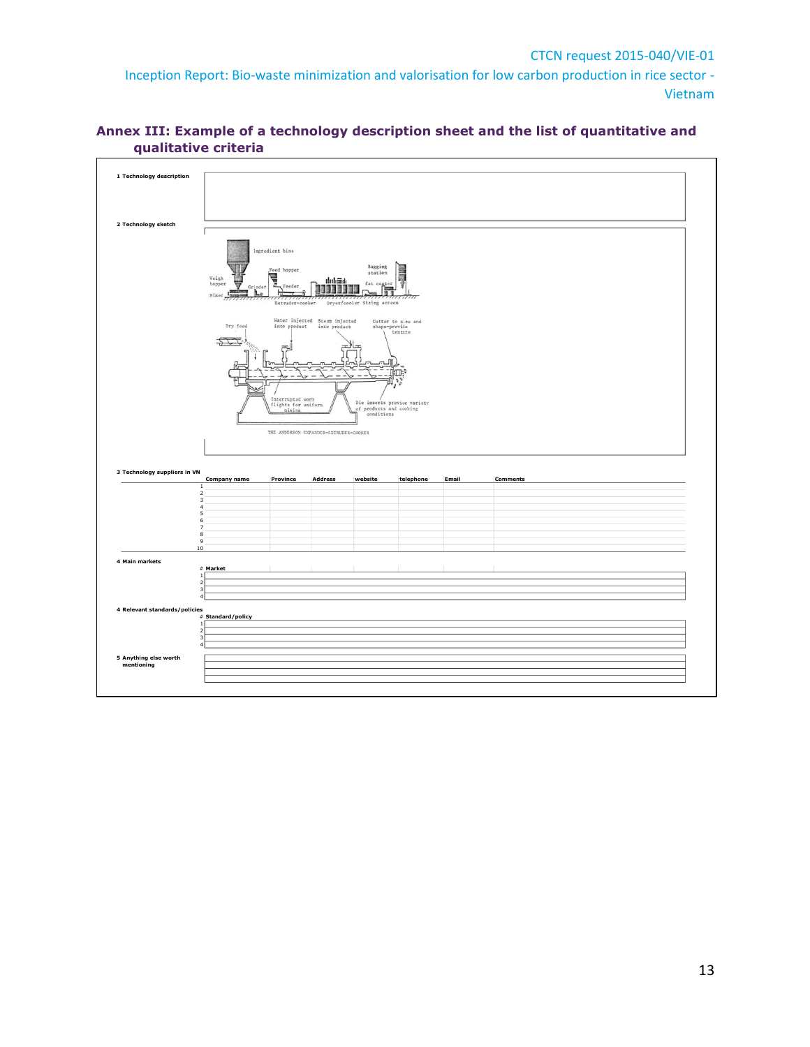## Annex III: Example of a technology description sheet and the list of quantitative and qualitative criteria

**1 Technology description**

**2 Technology sketch**

**3 Technology suppliers in VN**

| | Company name | Province | Address | website | telephone | Email | Comments |
|---|---|---|---|---|---|---|---|
| 1 | | | | | | | |
| 2 | | | | | | | |
| 3 | | | | | | | |
| 4 | | | | | | | |
| 5 | | | | | | | |
| 6 | | | | | | | |
| 7 | | | | | | | |
| 8 | | | | | | | |
| 9 | | | | | | | |
| 10 | | | | | | | |

**4 Main markets**

| # | Market |
|---|---|
| 1 | |
| 2 | |
| 3 | |
| 4 | |

**4 Relevant standards/policies**

| # | Standard/policy |
|---|---|
| 1 | |
| 2 | |
| 3 | |
| 4 | |

**5 Anything else worth mentioning**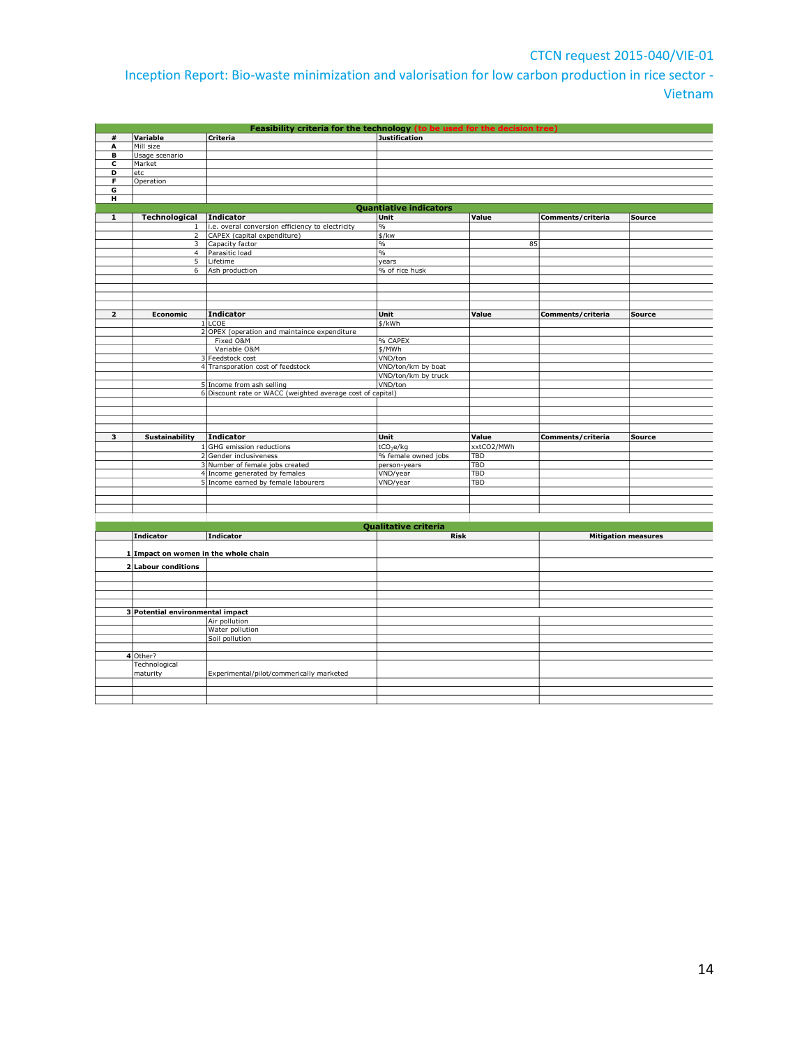| Feasibility criteria for the technology (to be used for the decision tree) | | | |
|---|---|---|---|
| # | Variable | Criteria | Justification |
| A | Mill size | | |
| B | Usage scenario | | |
| C | Market | | |
| D | etc | | |
| F | Operation | | |
| G | | | |
| H | | | |

| Quantiative indicators | | | | | | |
|---|---|---|---|---|---|---|
| 1 | Technological | Indicator | Unit | Value | Comments/criteria | Source |
| | 1 | i.e. overal conversion efficiency to electricity | % | | | |
| | 2 | CAPEX (capital expenditure) | $/kw | | | |
| | 3 | Capacity factor | % | 85 | | |
| | 4 | Parasitic load | % | | | |
| | 5 | Lifetime | years | | | |
| | 6 | Ash production | % of rice husk | | | |
| | | | | | | |
| | | | | | | |
| | | | | | | |
| | | | | | | |
| 2 | Economic | Indicator | Unit | Value | Comments/criteria | Source |
| | 1 | LCOE | $/kWh | | | |
| | 2 | OPEX (operation and maintaince expenditure | | | | |
| | | Fixed O&M | % CAPEX | | | |
| | | Variable O&M | $/MWh | | | |
| | 3 | Feedstock cost | VND/ton | | | |
| | 4 | Transporation cost of feedstock | VND/ton/km by boat | | | |
| | | | VND/ton/km by truck | | | |
| | 5 | Income from ash selling | VND/ton | | | |
| | 6 | Discount rate or WACC (weighted average cost of capital) | | | | |
| | | | | | | |
| | | | | | | |
| | | | | | | |
| | | | | | | |
| 3 | Sustainability | Indicator | Unit | Value | Comments/criteria | Source |
| | 1 | GHG emission reductions | $tCO_2e/kg$ | xxtCO2/MWh | | |
| | 2 | Gender inclusiveness | % female owned jobs | TBD | | |
| | 3 | Number of female jobs created | person-years | TBD | | |
| | 4 | Income generated by females | VND/year | TBD | | |
| | 5 | Income earned by female labourers | VND/year | TBD | | |
| | | | | | | |
| | | | | | | |
| | | | | | | |

| Qualitative criteria | | | | |
|---|---|---|---|---|
| | Indicator | Indicator | Risk | Mitigation measures |
| 1 | Impact on women in the whole chain | | | |
| 2 | Labour conditions | | | |
| | | | | |
| | | | | |
| | | | | |
| | | | | |
| 3 | Potential environmental impact | | | |
| | | Air pollution | | |
| | | Water pollution | | |
| | | Soil pollution | | |
| | | | | |
| 4 | Other? | | | |
| | Technological maturity | Experimental/pilot/commerically marketed | | |
| | | | | |
| | | | | |
| | | | | |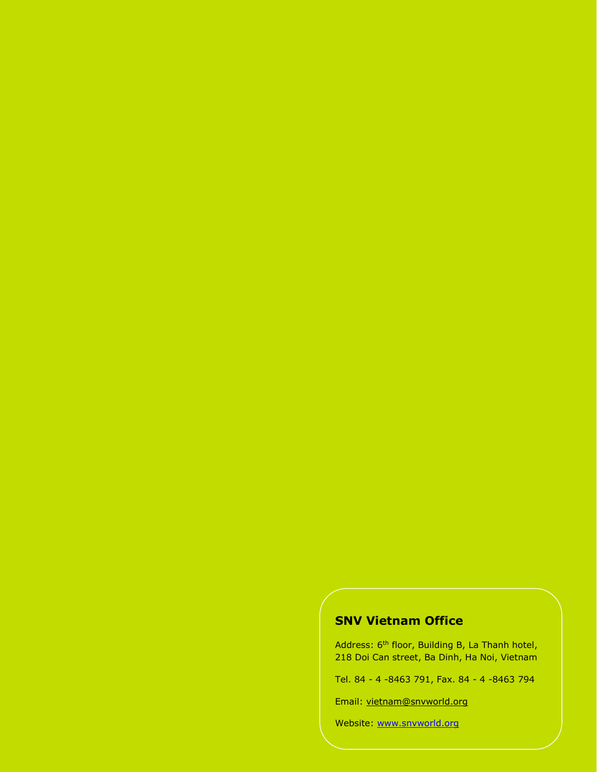## SNV Vietnam Office

Address: 6th floor, Building B, La Thanh hotel, 218 Doi Can street, Ba Dinh, Ha Noi, Vietnam

Tel. 84 - 4 -8463 791, Fax. 84 - 4 -8463 794

Email: vietnam@snvworld.org

Website: www.snvworld.org